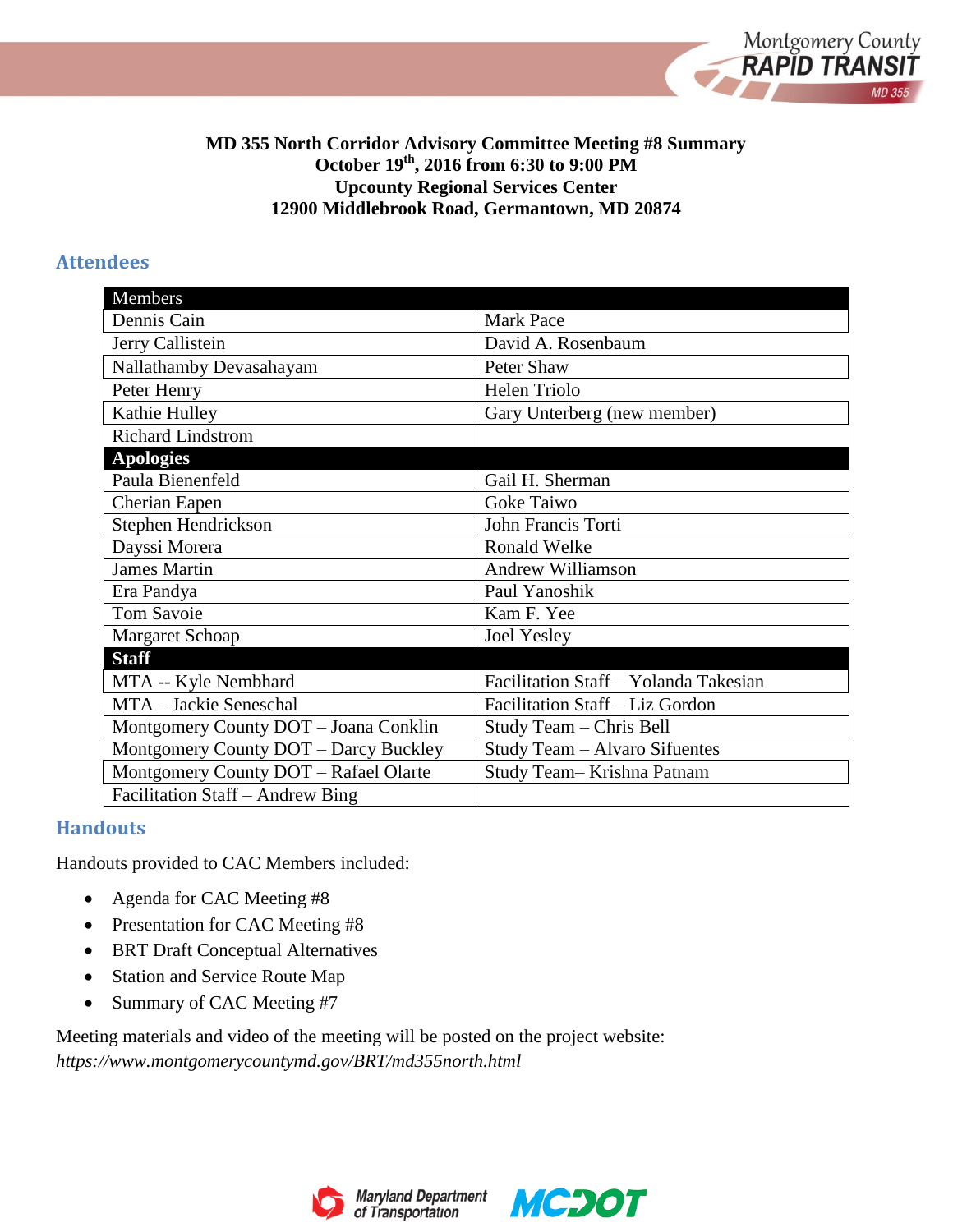**MD 355 North Corridor Advisory Committee Meeting #8 Summary**
**October 19th, 2016 from 6:30 to 9:00 PM**
**Upcounty Regional Services Center**
**12900 Middlebrook Road, Germantown, MD 20874**

## Attendees

| Members | |
|---|---|
| Dennis Cain | Mark Pace |
| Jerry Callistein | David A. Rosenbaum |
| Nallathamby Devasahayam | Peter Shaw |
| Peter Henry | Helen Triolo |
| Kathie Hulley | Gary Unterberg (new member) |
| Richard Lindstrom | |
| **Apologies** | |
| Paula Bienenfeld | Gail H. Sherman |
| Cherian Eapen | Goke Taiwo |
| Stephen Hendrickson | John Francis Torti |
| Dayssi Morera | Ronald Welke |
| James Martin | Andrew Williamson |
| Era Pandya | Paul Yanoshik |
| Tom Savoie | Kam F. Yee |
| Margaret Schoap | Joel Yesley |
| **Staff** | |
| MTA -- Kyle Nembhard | Facilitation Staff – Yolanda Takesian |
| MTA – Jackie Seneschal | Facilitation Staff – Liz Gordon |
| Montgomery County DOT – Joana Conklin | Study Team – Chris Bell |
| Montgomery County DOT – Darcy Buckley | Study Team – Alvaro Sifuentes |
| Montgomery County DOT – Rafael Olarte | Study Team– Krishna Patnam |
| Facilitation Staff – Andrew Bing | |

## Handouts

Handouts provided to CAC Members included:

- Agenda for CAC Meeting #8
- Presentation for CAC Meeting #8
- BRT Draft Conceptual Alternatives
- Station and Service Route Map
- Summary of CAC Meeting #7

Meeting materials and video of the meeting will be posted on the project website:
*https://www.montgomerycountymd.gov/BRT/md355north.html*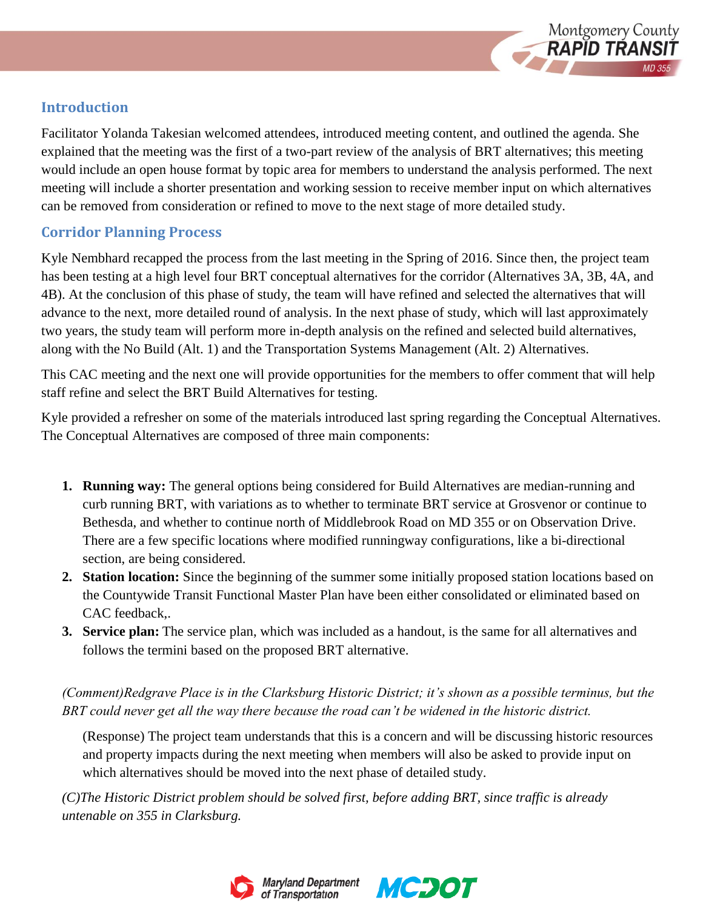## Introduction

Facilitator Yolanda Takesian welcomed attendees, introduced meeting content, and outlined the agenda. She explained that the meeting was the first of a two-part review of the analysis of BRT alternatives; this meeting would include an open house format by topic area for members to understand the analysis performed. The next meeting will include a shorter presentation and working session to receive member input on which alternatives can be removed from consideration or refined to move to the next stage of more detailed study.

## Corridor Planning Process

Kyle Nembhard recapped the process from the last meeting in the Spring of 2016. Since then, the project team has been testing at a high level four BRT conceptual alternatives for the corridor (Alternatives 3A, 3B, 4A, and 4B). At the conclusion of this phase of study, the team will have refined and selected the alternatives that will advance to the next, more detailed round of analysis. In the next phase of study, which will last approximately two years, the study team will perform more in-depth analysis on the refined and selected build alternatives, along with the No Build (Alt. 1) and the Transportation Systems Management (Alt. 2) Alternatives.

This CAC meeting and the next one will provide opportunities for the members to offer comment that will help staff refine and select the BRT Build Alternatives for testing.

Kyle provided a refresher on some of the materials introduced last spring regarding the Conceptual Alternatives. The Conceptual Alternatives are composed of three main components:

1. **Running way:** The general options being considered for Build Alternatives are median-running and curb running BRT, with variations as to whether to terminate BRT service at Grosvenor or continue to Bethesda, and whether to continue north of Middlebrook Road on MD 355 or on Observation Drive. There are a few specific locations where modified runningway configurations, like a bi-directional section, are being considered.
2. **Station location:** Since the beginning of the summer some initially proposed station locations based on the Countywide Transit Functional Master Plan have been either consolidated or eliminated based on CAC feedback,.
3. **Service plan:** The service plan, which was included as a handout, is the same for all alternatives and follows the termini based on the proposed BRT alternative.

*(Comment)Redgrave Place is in the Clarksburg Historic District; it's shown as a possible terminus, but the BRT could never get all the way there because the road can't be widened in the historic district.*

(Response) The project team understands that this is a concern and will be discussing historic resources and property impacts during the next meeting when members will also be asked to provide input on which alternatives should be moved into the next phase of detailed study.

*(C)The Historic District problem should be solved first, before adding BRT, since traffic is already untenable on 355 in Clarksburg.*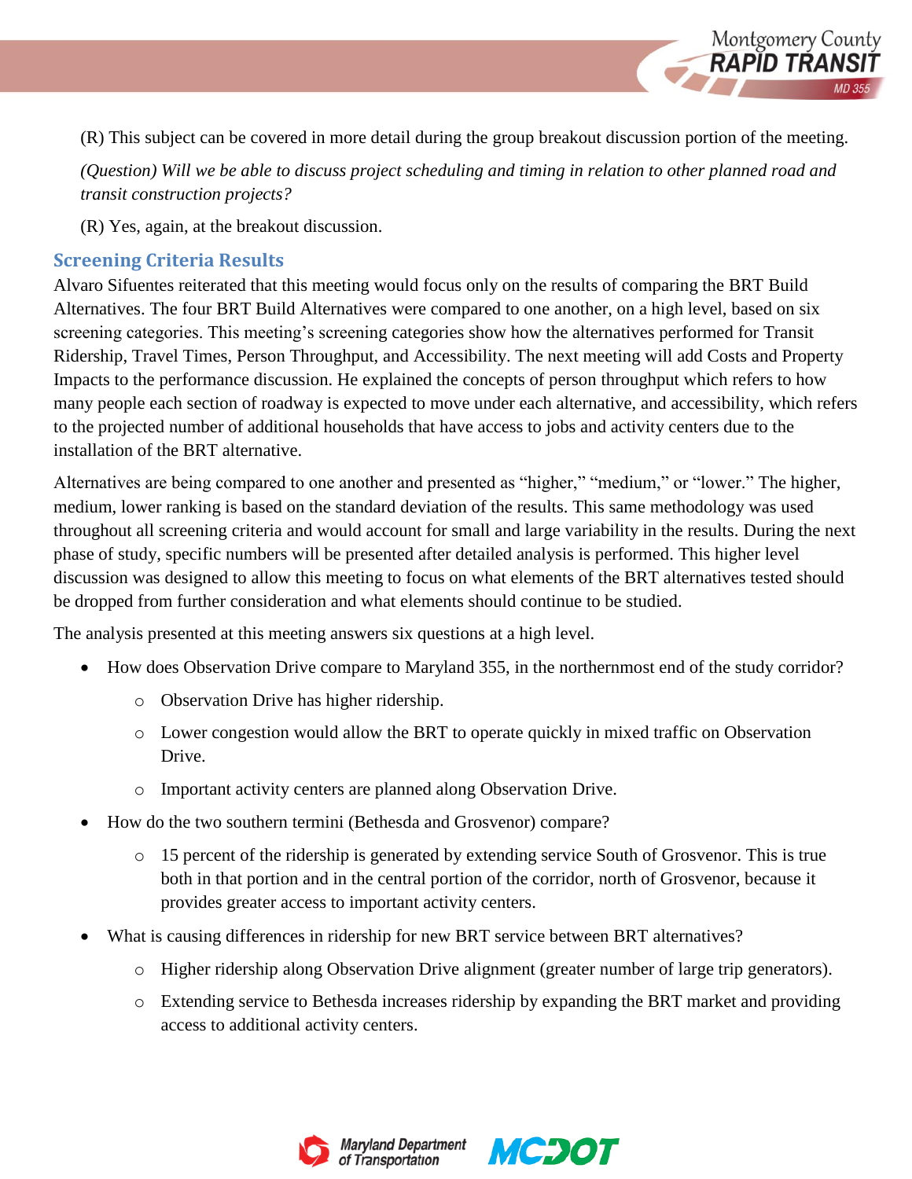(R) This subject can be covered in more detail during the group breakout discussion portion of the meeting.

*(Question) Will we be able to discuss project scheduling and timing in relation to other planned road and transit construction projects?*

(R) Yes, again, at the breakout discussion.

## Screening Criteria Results

Alvaro Sifuentes reiterated that this meeting would focus only on the results of comparing the BRT Build Alternatives. The four BRT Build Alternatives were compared to one another, on a high level, based on six screening categories. This meeting's screening categories show how the alternatives performed for Transit Ridership, Travel Times, Person Throughput, and Accessibility. The next meeting will add Costs and Property Impacts to the performance discussion. He explained the concepts of person throughput which refers to how many people each section of roadway is expected to move under each alternative, and accessibility, which refers to the projected number of additional households that have access to jobs and activity centers due to the installation of the BRT alternative.

Alternatives are being compared to one another and presented as "higher," "medium," or "lower." The higher, medium, lower ranking is based on the standard deviation of the results. This same methodology was used throughout all screening criteria and would account for small and large variability in the results. During the next phase of study, specific numbers will be presented after detailed analysis is performed. This higher level discussion was designed to allow this meeting to focus on what elements of the BRT alternatives tested should be dropped from further consideration and what elements should continue to be studied.

The analysis presented at this meeting answers six questions at a high level.

- How does Observation Drive compare to Maryland 355, in the northernmost end of the study corridor?
  - Observation Drive has higher ridership.
  - Lower congestion would allow the BRT to operate quickly in mixed traffic on Observation Drive.
  - Important activity centers are planned along Observation Drive.
- How do the two southern termini (Bethesda and Grosvenor) compare?
  - 15 percent of the ridership is generated by extending service South of Grosvenor. This is true both in that portion and in the central portion of the corridor, north of Grosvenor, because it provides greater access to important activity centers.
- What is causing differences in ridership for new BRT service between BRT alternatives?
  - Higher ridership along Observation Drive alignment (greater number of large trip generators).
  - Extending service to Bethesda increases ridership by expanding the BRT market and providing access to additional activity centers.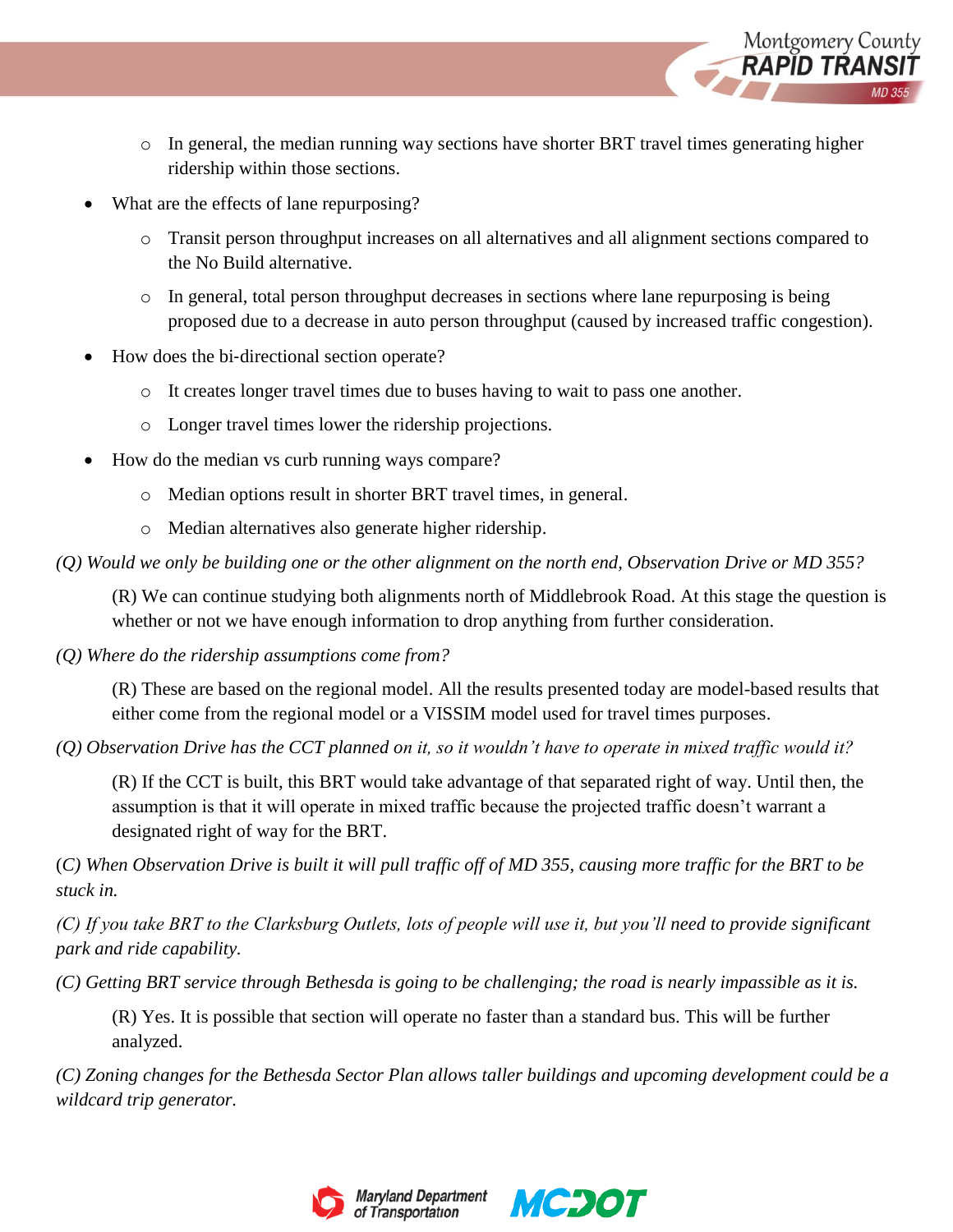- In general, the median running way sections have shorter BRT travel times generating higher ridership within those sections.
- What are the effects of lane repurposing?
  - Transit person throughput increases on all alternatives and all alignment sections compared to the No Build alternative.
  - In general, total person throughput decreases in sections where lane repurposing is being proposed due to a decrease in auto person throughput (caused by increased traffic congestion).
- How does the bi-directional section operate?
  - It creates longer travel times due to buses having to wait to pass one another.
  - Longer travel times lower the ridership projections.
- How do the median vs curb running ways compare?
  - Median options result in shorter BRT travel times, in general.
  - Median alternatives also generate higher ridership.

*(Q) Would we only be building one or the other alignment on the north end, Observation Drive or MD 355?*

> (R) We can continue studying both alignments north of Middlebrook Road. At this stage the question is whether or not we have enough information to drop anything from further consideration.

*(Q) Where do the ridership assumptions come from?*

> (R) These are based on the regional model. All the results presented today are model-based results that either come from the regional model or a VISSIM model used for travel times purposes.

*(Q) Observation Drive has the CCT planned on it, so it wouldn't have to operate in mixed traffic would it?*

> (R) If the CCT is built, this BRT would take advantage of that separated right of way. Until then, the assumption is that it will operate in mixed traffic because the projected traffic doesn't warrant a designated right of way for the BRT.

(*C) When Observation Drive is built it will pull traffic off of MD 355, causing more traffic for the BRT to be stuck in.*

*(C) If you take BRT to the Clarksburg Outlets, lots of people will use it, but you'll need to provide significant park and ride capability.*

*(C) Getting BRT service through Bethesda is going to be challenging; the road is nearly impassible as it is.*

> (R) Yes. It is possible that section will operate no faster than a standard bus. This will be further analyzed.

*(C) Zoning changes for the Bethesda Sector Plan allows taller buildings and upcoming development could be a wildcard trip generator.*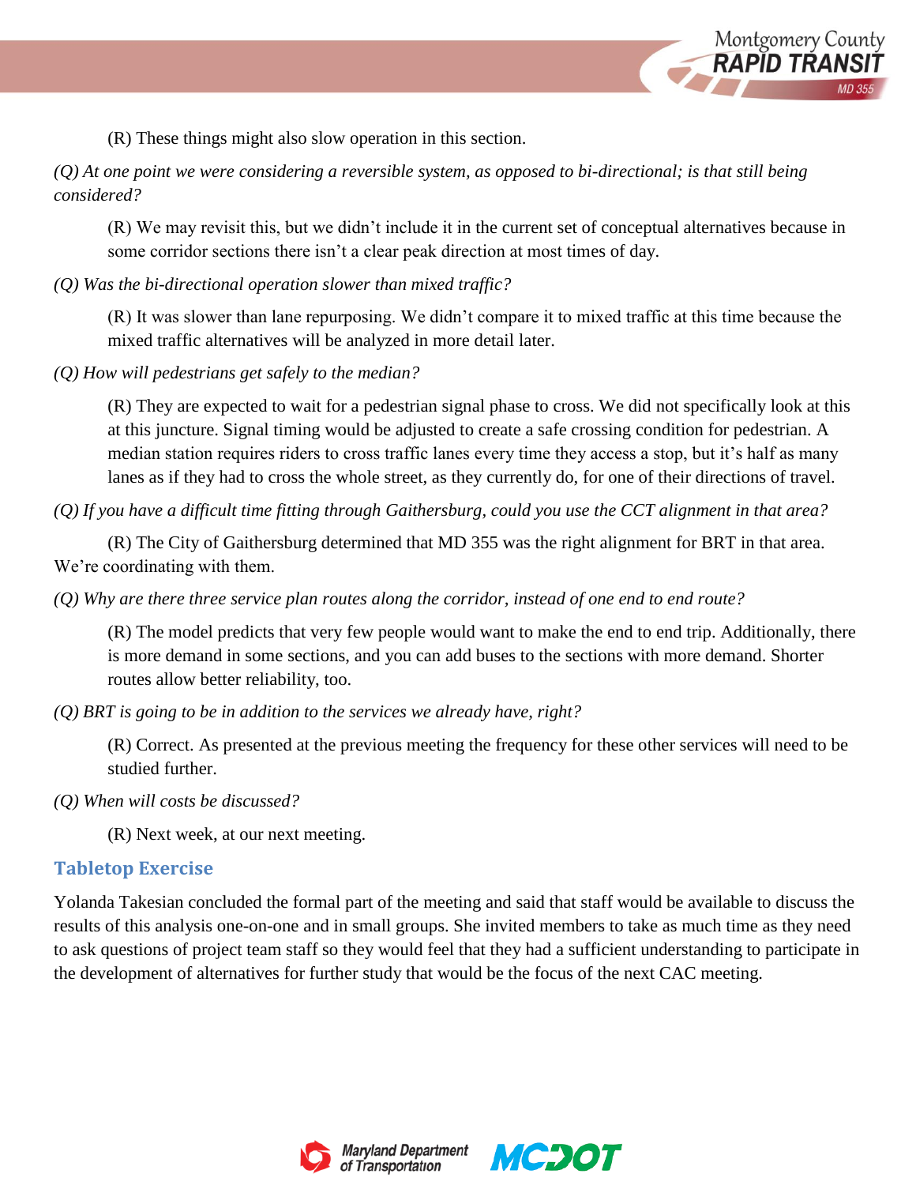(R) These things might also slow operation in this section.

*(Q) At one point we were considering a reversible system, as opposed to bi-directional; is that still being considered?*

(R) We may revisit this, but we didn't include it in the current set of conceptual alternatives because in some corridor sections there isn't a clear peak direction at most times of day.

*(Q) Was the bi-directional operation slower than mixed traffic?*

(R) It was slower than lane repurposing. We didn't compare it to mixed traffic at this time because the mixed traffic alternatives will be analyzed in more detail later.

*(Q) How will pedestrians get safely to the median?*

(R) They are expected to wait for a pedestrian signal phase to cross. We did not specifically look at this at this juncture. Signal timing would be adjusted to create a safe crossing condition for pedestrian. A median station requires riders to cross traffic lanes every time they access a stop, but it's half as many lanes as if they had to cross the whole street, as they currently do, for one of their directions of travel.

*(Q) If you have a difficult time fitting through Gaithersburg, could you use the CCT alignment in that area?*

(R) The City of Gaithersburg determined that MD 355 was the right alignment for BRT in that area. We're coordinating with them.

*(Q) Why are there three service plan routes along the corridor, instead of one end to end route?*

(R) The model predicts that very few people would want to make the end to end trip. Additionally, there is more demand in some sections, and you can add buses to the sections with more demand. Shorter routes allow better reliability, too.

*(Q) BRT is going to be in addition to the services we already have, right?*

(R) Correct. As presented at the previous meeting the frequency for these other services will need to be studied further.

*(Q) When will costs be discussed?*

(R) Next week, at our next meeting.

## Tabletop Exercise

Yolanda Takesian concluded the formal part of the meeting and said that staff would be available to discuss the results of this analysis one-on-one and in small groups. She invited members to take as much time as they need to ask questions of project team staff so they would feel that they had a sufficient understanding to participate in the development of alternatives for further study that would be the focus of the next CAC meeting.